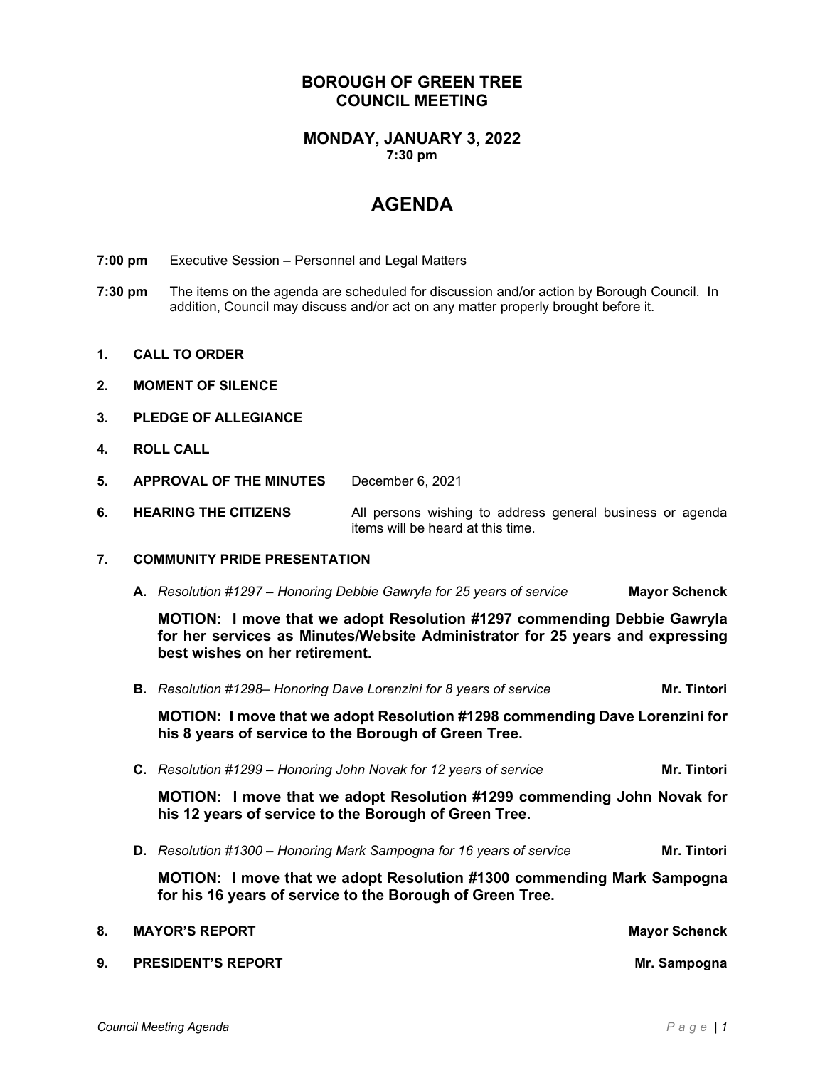# BOROUGH OF GREEN TREE
# COUNCIL MEETING

## MONDAY, JANUARY 3, 2022
**7:30 pm**

# AGENDA

**7:00 pm** Executive Session – Personnel and Legal Matters

**7:30 pm** The items on the agenda are scheduled for discussion and/or action by Borough Council. In addition, Council may discuss and/or act on any matter properly brought before it.

1. **CALL TO ORDER**

2. **MOMENT OF SILENCE**

3. **PLEDGE OF ALLEGIANCE**

4. **ROLL CALL**

5. **APPROVAL OF THE MINUTES** December 6, 2021

6. **HEARING THE CITIZENS** All persons wishing to address general business or agenda items will be heard at this time.

7. **COMMUNITY PRIDE PRESENTATION**

   **A.** *Resolution #1297 – Honoring Debbie Gawryla for 25 years of service* **Mayor Schenck**

   **MOTION: I move that we adopt Resolution #1297 commending Debbie Gawryla for her services as Minutes/Website Administrator for 25 years and expressing best wishes on her retirement.**

   **B.** *Resolution #1298– Honoring Dave Lorenzini for 8 years of service* **Mr. Tintori**

   **MOTION: I move that we adopt Resolution #1298 commending Dave Lorenzini for his 8 years of service to the Borough of Green Tree.**

   **C.** *Resolution #1299 – Honoring John Novak for 12 years of service* **Mr. Tintori**

   **MOTION: I move that we adopt Resolution #1299 commending John Novak for his 12 years of service to the Borough of Green Tree.**

   **D.** *Resolution #1300 – Honoring Mark Sampogna for 16 years of service* **Mr. Tintori**

   **MOTION: I move that we adopt Resolution #1300 commending Mark Sampogna for his 16 years of service to the Borough of Green Tree.**

8. **MAYOR'S REPORT** **Mayor Schenck**

9. **PRESIDENT'S REPORT** **Mr. Sampogna**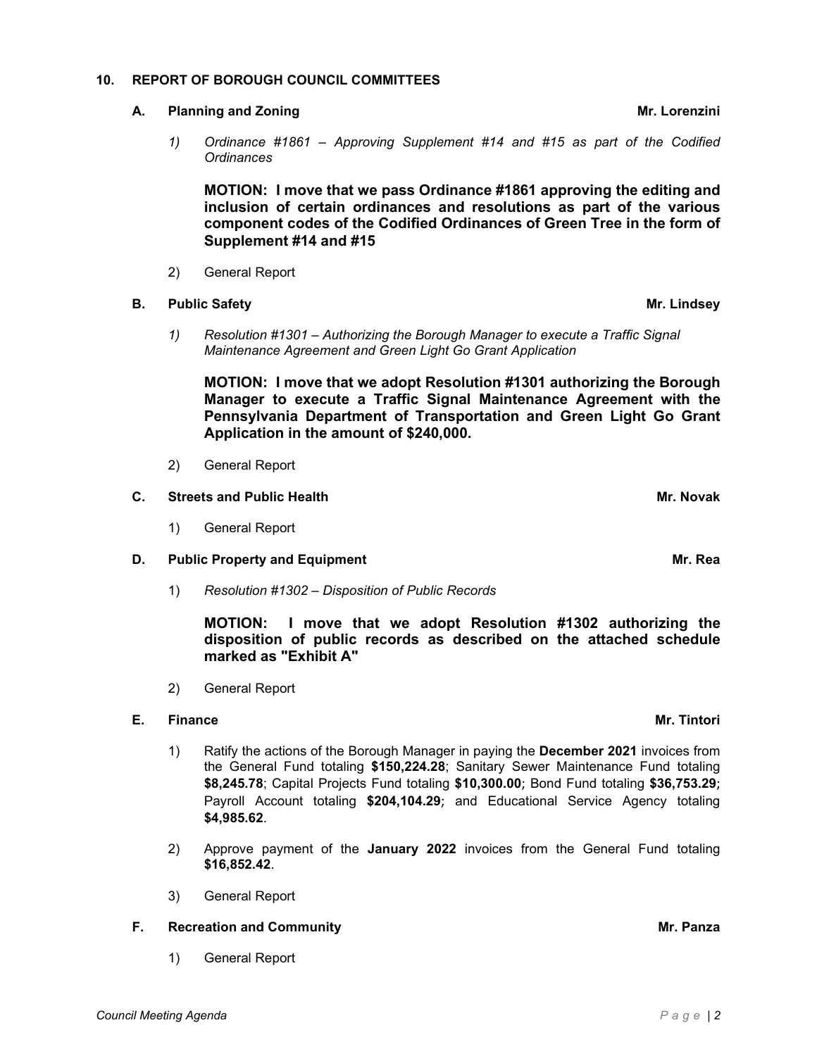## 10. REPORT OF BOROUGH COUNCIL COMMITTEES

### A. Planning and Zoning — Mr. Lorenzini

1) *Ordinance #1861 – Approving Supplement #14 and #15 as part of the Codified Ordinances*

   **MOTION: I move that we pass Ordinance #1861 approving the editing and inclusion of certain ordinances and resolutions as part of the various component codes of the Codified Ordinances of Green Tree in the form of Supplement #14 and #15**

2) General Report

### B. Public Safety — Mr. Lindsey

1) *Resolution #1301 – Authorizing the Borough Manager to execute a Traffic Signal Maintenance Agreement and Green Light Go Grant Application*

   **MOTION: I move that we adopt Resolution #1301 authorizing the Borough Manager to execute a Traffic Signal Maintenance Agreement with the Pennsylvania Department of Transportation and Green Light Go Grant Application in the amount of $240,000.**

2) General Report

### C. Streets and Public Health — Mr. Novak

1) General Report

### D. Public Property and Equipment — Mr. Rea

1) *Resolution #1302 – Disposition of Public Records*

   **MOTION: I move that we adopt Resolution #1302 authorizing the disposition of public records as described on the attached schedule marked as "Exhibit A"**

2) General Report

### E. Finance — Mr. Tintori

1) Ratify the actions of the Borough Manager in paying the **December 2021** invoices from the General Fund totaling **$150,224.28**; Sanitary Sewer Maintenance Fund totaling **$8,245.78**; Capital Projects Fund totaling **$10,300.00**; Bond Fund totaling **$36,753.29**; Payroll Account totaling **$204,104.29**; and Educational Service Agency totaling **$4,985.62**.

2) Approve payment of the **January 2022** invoices from the General Fund totaling **$16,852.42**.

3) General Report

### F. Recreation and Community — Mr. Panza

1) General Report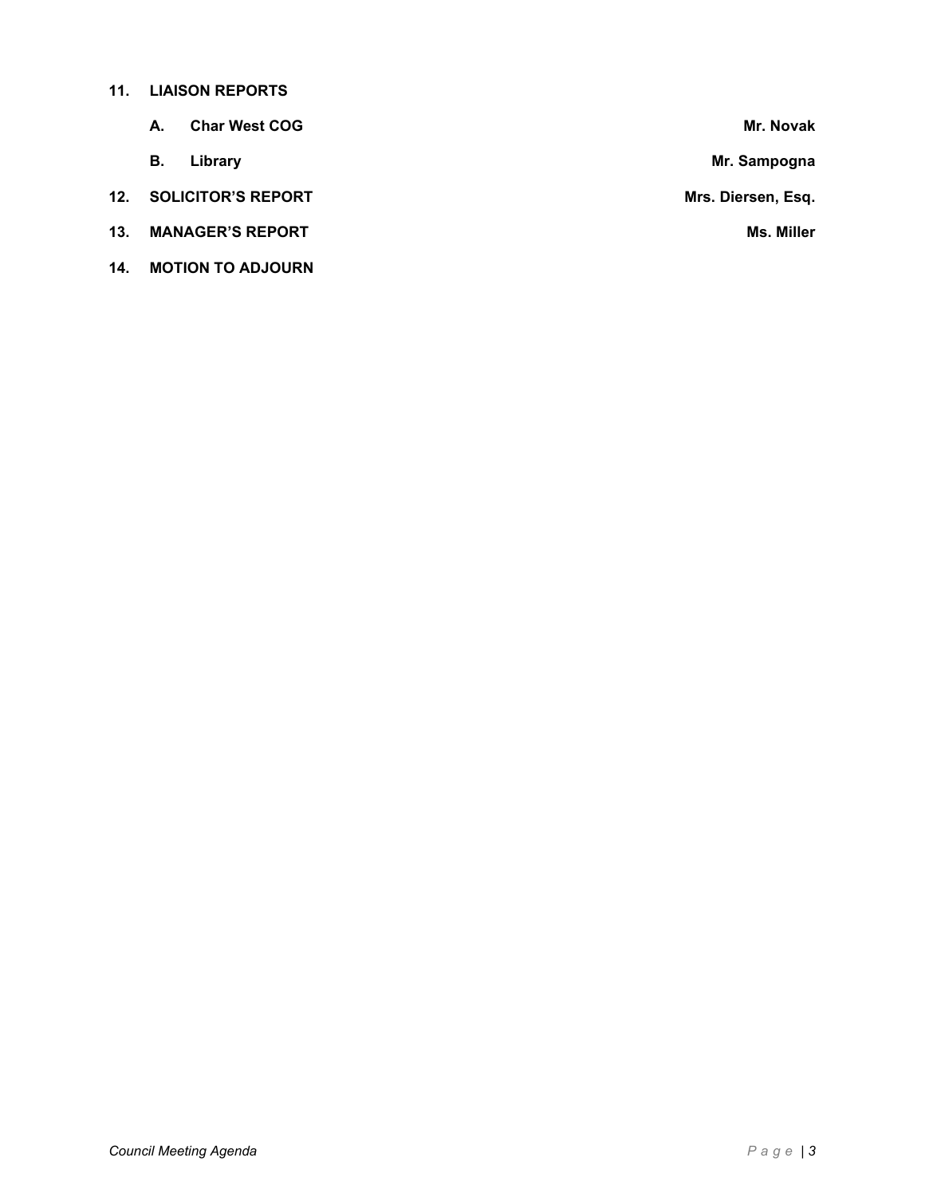**11. LIAISON REPORTS**

- **A. Char West COG** — **Mr. Novak**
- **B. Library** — **Mr. Sampogna**

**12. SOLICITOR'S REPORT** — **Mrs. Diersen, Esq.**

**13. MANAGER'S REPORT** — **Ms. Miller**

**14. MOTION TO ADJOURN**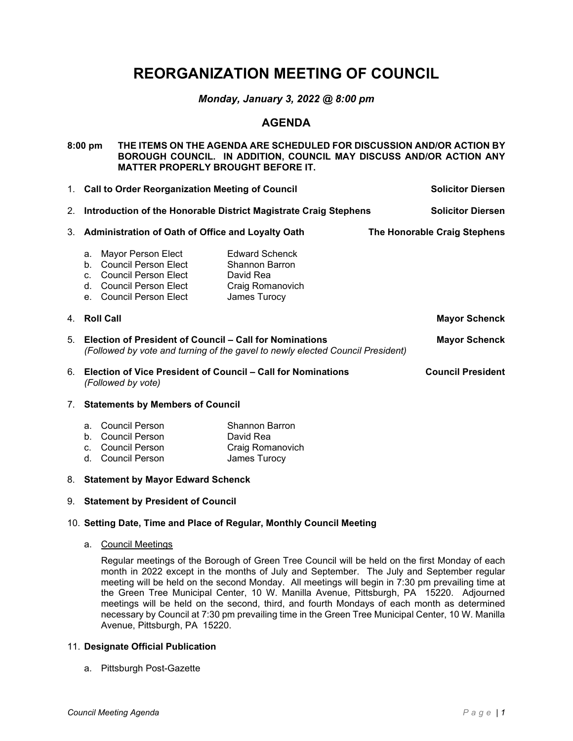# REORGANIZATION MEETING OF COUNCIL

***Monday, January 3, 2022 @ 8:00 pm***

## AGENDA

**8:00 pm THE ITEMS ON THE AGENDA ARE SCHEDULED FOR DISCUSSION AND/OR ACTION BY BOROUGH COUNCIL. IN ADDITION, COUNCIL MAY DISCUSS AND/OR ACTION ANY MATTER PROPERLY BROUGHT BEFORE IT.**

1. **Call to Order Reorganization Meeting of Council** — **Solicitor Diersen**
2. **Introduction of the Honorable District Magistrate Craig Stephens** — **Solicitor Diersen**
3. **Administration of Oath of Office and Loyalty Oath** — **The Honorable Craig Stephens**
   - a. Mayor Person Elect — Edward Schenck
   - b. Council Person Elect — Shannon Barron
   - c. Council Person Elect — David Rea
   - d. Council Person Elect — Craig Romanovich
   - e. Council Person Elect — James Turocy
4. **Roll Call** — **Mayor Schenck**
5. **Election of President of Council – Call for Nominations** — **Mayor Schenck**
   *(Followed by vote and turning of the gavel to newly elected Council President)*
6. **Election of Vice President of Council – Call for Nominations** — **Council President**
   *(Followed by vote)*
7. **Statements by Members of Council**
   - a. Council Person — Shannon Barron
   - b. Council Person — David Rea
   - c. Council Person — Craig Romanovich
   - d. Council Person — James Turocy
8. **Statement by Mayor Edward Schenck**
9. **Statement by President of Council**
10. **Setting Date, Time and Place of Regular, Monthly Council Meeting**
    - a. Council Meetings

      Regular meetings of the Borough of Green Tree Council will be held on the first Monday of each month in 2022 except in the months of July and September. The July and September regular meeting will be held on the second Monday. All meetings will begin in 7:30 pm prevailing time at the Green Tree Municipal Center, 10 W. Manilla Avenue, Pittsburgh, PA 15220. Adjourned meetings will be held on the second, third, and fourth Mondays of each month as determined necessary by Council at 7:30 pm prevailing time in the Green Tree Municipal Center, 10 W. Manilla Avenue, Pittsburgh, PA 15220.
11. **Designate Official Publication**
    - a. Pittsburgh Post-Gazette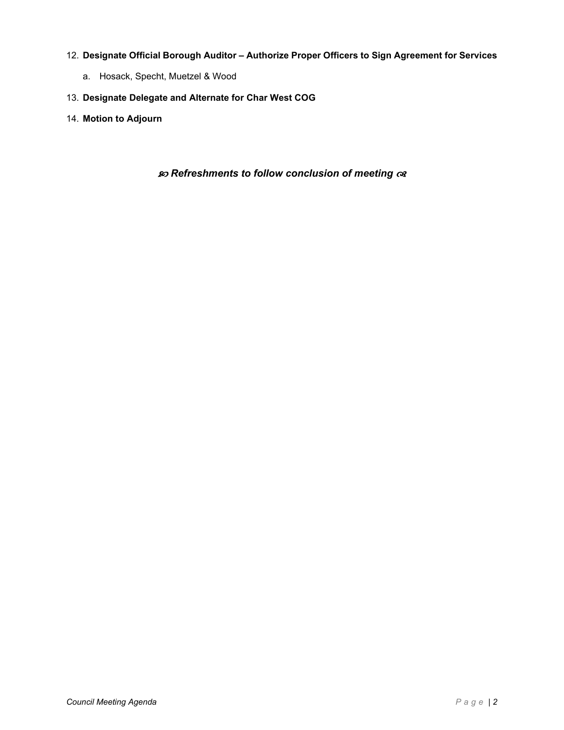12. **Designate Official Borough Auditor – Authorize Proper Officers to Sign Agreement for Services**
    a. Hosack, Specht, Muetzel & Wood
13. **Designate Delegate and Alternate for Char West COG**
14. **Motion to Adjourn**

***Refreshments to follow conclusion of meeting***